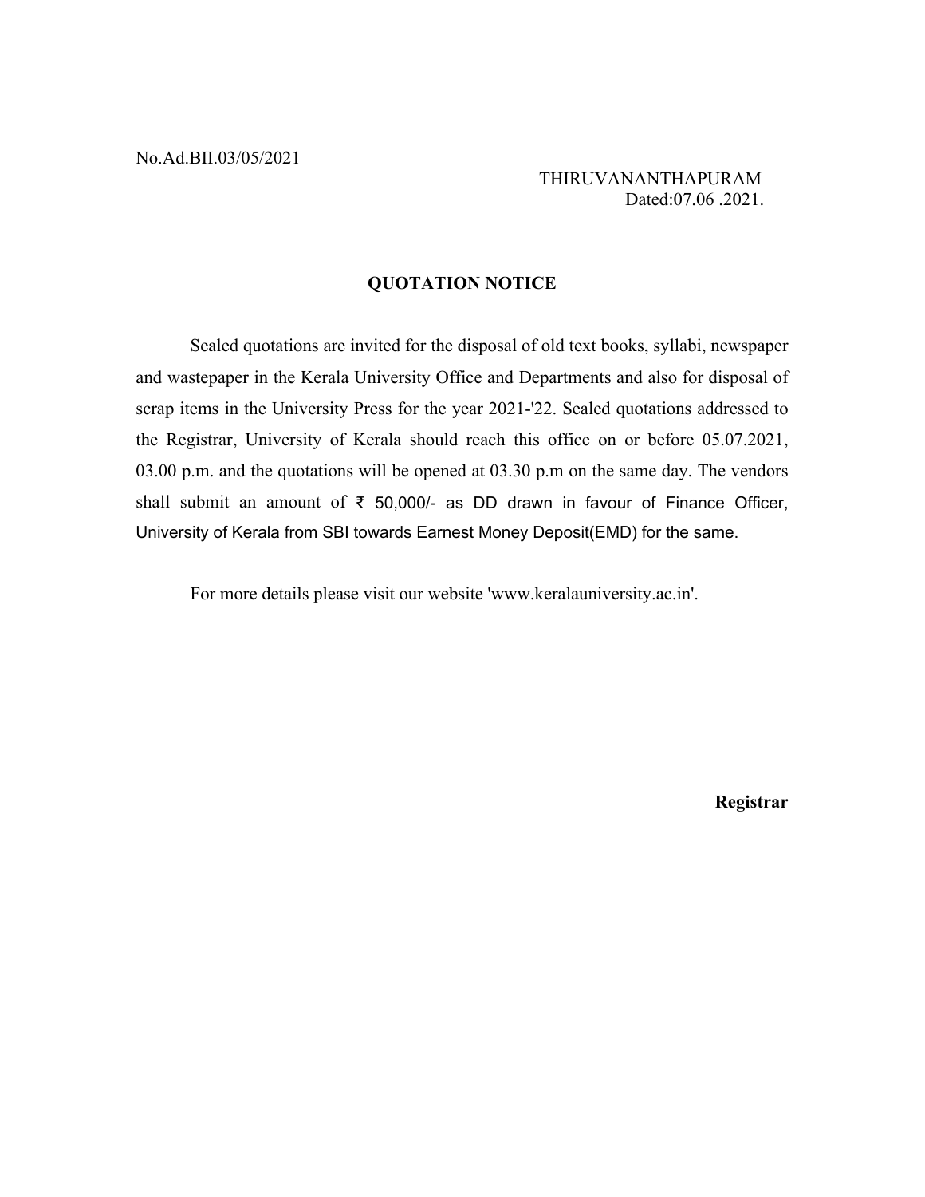No.Ad.BII.03/05/2021

THIRUVANANTHAPURAM
Dated:07.06 .2021.

## QUOTATION NOTICE

Sealed quotations are invited for the disposal of old text books, syllabi, newspaper and wastepaper in the Kerala University Office and Departments and also for disposal of scrap items in the University Press for the year 2021-'22. Sealed quotations addressed to the Registrar, University of Kerala should reach this office on or before 05.07.2021, 03.00 p.m. and the quotations will be opened at 03.30 p.m on the same day. The vendors shall submit an amount of ₹ 50,000/- as DD drawn in favour of Finance Officer, University of Kerala from SBI towards Earnest Money Deposit(EMD) for the same.

For more details please visit our website 'www.keralauniversity.ac.in'.

**Registrar**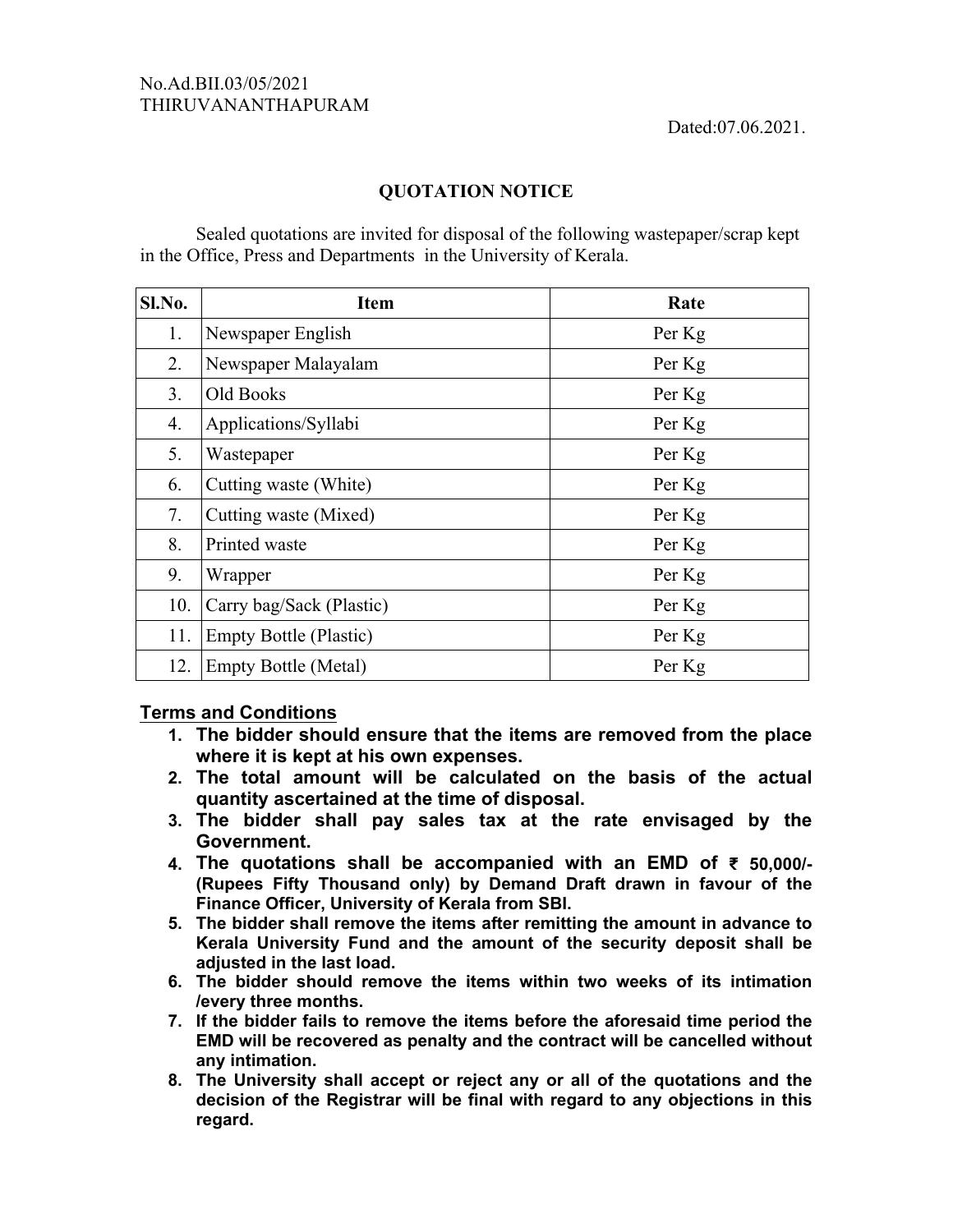No.Ad.BII.03/05/2021
THIRUVANANTHAPURAM

Dated:07.06.2021.

## QUOTATION NOTICE

Sealed quotations are invited for disposal of the following wastepaper/scrap kept in the Office, Press and Departments in the University of Kerala.

| Sl.No. | Item | Rate |
|---|---|---|
| 1. | Newspaper English | Per Kg |
| 2. | Newspaper Malayalam | Per Kg |
| 3. | Old Books | Per Kg |
| 4. | Applications/Syllabi | Per Kg |
| 5. | Wastepaper | Per Kg |
| 6. | Cutting waste (White) | Per Kg |
| 7. | Cutting waste (Mixed) | Per Kg |
| 8. | Printed waste | Per Kg |
| 9. | Wrapper | Per Kg |
| 10. | Carry bag/Sack (Plastic) | Per Kg |
| 11. | Empty Bottle (Plastic) | Per Kg |
| 12. | Empty Bottle (Metal) | Per Kg |

### Terms and Conditions

1. **The bidder should ensure that the items are removed from the place where it is kept at his own expenses.**
2. **The total amount will be calculated on the basis of the actual quantity ascertained at the time of disposal.**
3. **The bidder shall pay sales tax at the rate envisaged by the Government.**
4. **The quotations shall be accompanied with an EMD of ₹ 50,000/- (Rupees Fifty Thousand only) by Demand Draft drawn in favour of the Finance Officer, University of Kerala from SBI.**
5. **The bidder shall remove the items after remitting the amount in advance to Kerala University Fund and the amount of the security deposit shall be adjusted in the last load.**
6. **The bidder should remove the items within two weeks of its intimation /every three months.**
7. **If the bidder fails to remove the items before the aforesaid time period the EMD will be recovered as penalty and the contract will be cancelled without any intimation.**
8. **The University shall accept or reject any or all of the quotations and the decision of the Registrar will be final with regard to any objections in this regard.**